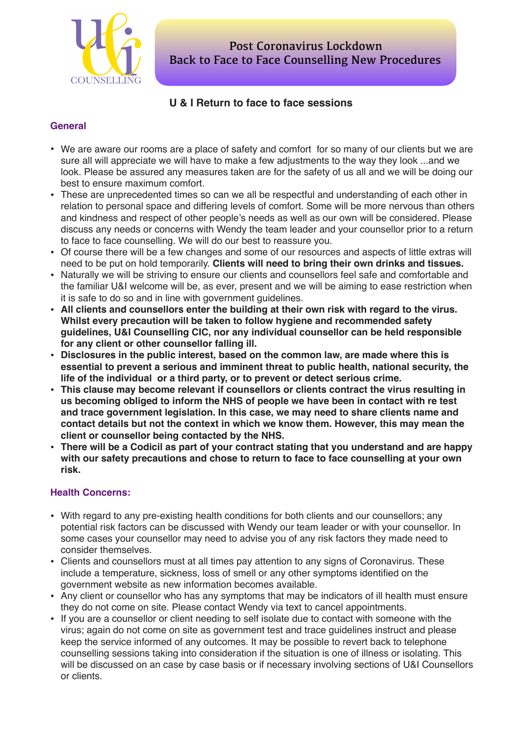U&I COUNSELLING

# Post Coronavirus Lockdown
# Back to Face to Face Counselling New Procedures

## U & I Return to face to face sessions

### General

- We are aware our rooms are a place of safety and comfort for so many of our clients but we are sure all will appreciate we will have to make a few adjustments to the way they look ...and we look. Please be assured any measures taken are for the safety of us all and we will be doing our best to ensure maximum comfort.
- These are unprecedented times so can we all be respectful and understanding of each other in relation to personal space and differing levels of comfort. Some will be more nervous than others and kindness and respect of other people's needs as well as our own will be considered. Please discuss any needs or concerns with Wendy the team leader and your counsellor prior to a return to face to face counselling. We will do our best to reassure you.
- Of course there will be a few changes and some of our resources and aspects of little extras will need to be put on hold temporarily. **Clients will need to bring their own drinks and tissues.**
- Naturally we will be striving to ensure our clients and counsellors feel safe and comfortable and the familiar U&I welcome will be, as ever, present and we will be aiming to ease restriction when it is safe to do so and in line with government guidelines.
- **All clients and counsellors enter the building at their own risk with regard to the virus. Whilst every precaution will be taken to follow hygiene and recommended safety guidelines, U&I Counselling CIC, nor any individual counsellor can be held responsible for any client or other counsellor falling ill.**
- **Disclosures in the public interest, based on the common law, are made where this is essential to prevent a serious and imminent threat to public health, national security, the life of the individual or a third party, or to prevent or detect serious crime.**
- **This clause may become relevant if counsellors or clients contract the virus resulting in us becoming obliged to inform the NHS of people we have been in contact with re test and trace government legislation. In this case, we may need to share clients name and contact details but not the context in which we know them. However, this may mean the client or counsellor being contacted by the NHS.**
- **There will be a Codicil as part of your contract stating that you understand and are happy with our safety precautions and chose to return to face to face counselling at your own risk.**

### Health Concerns:

- With regard to any pre-existing health conditions for both clients and our counsellors; any potential risk factors can be discussed with Wendy our team leader or with your counsellor. In some cases your counsellor may need to advise you of any risk factors they made need to consider themselves.
- Clients and counsellors must at all times pay attention to any signs of Coronavirus. These include a temperature, sickness, loss of smell or any other symptoms identified on the government website as new information becomes available.
- Any client or counsellor who has any symptoms that may be indicators of ill health must ensure they do not come on site. Please contact Wendy via text to cancel appointments.
- If you are a counsellor or client needing to self isolate due to contact with someone with the virus; again do not come on site as government test and trace guidelines instruct and please keep the service informed of any outcomes. It may be possible to revert back to telephone counselling sessions taking into consideration if the situation is one of illness or isolating. This will be discussed on an case by case basis or if necessary involving sections of U&I Counsellors or clients.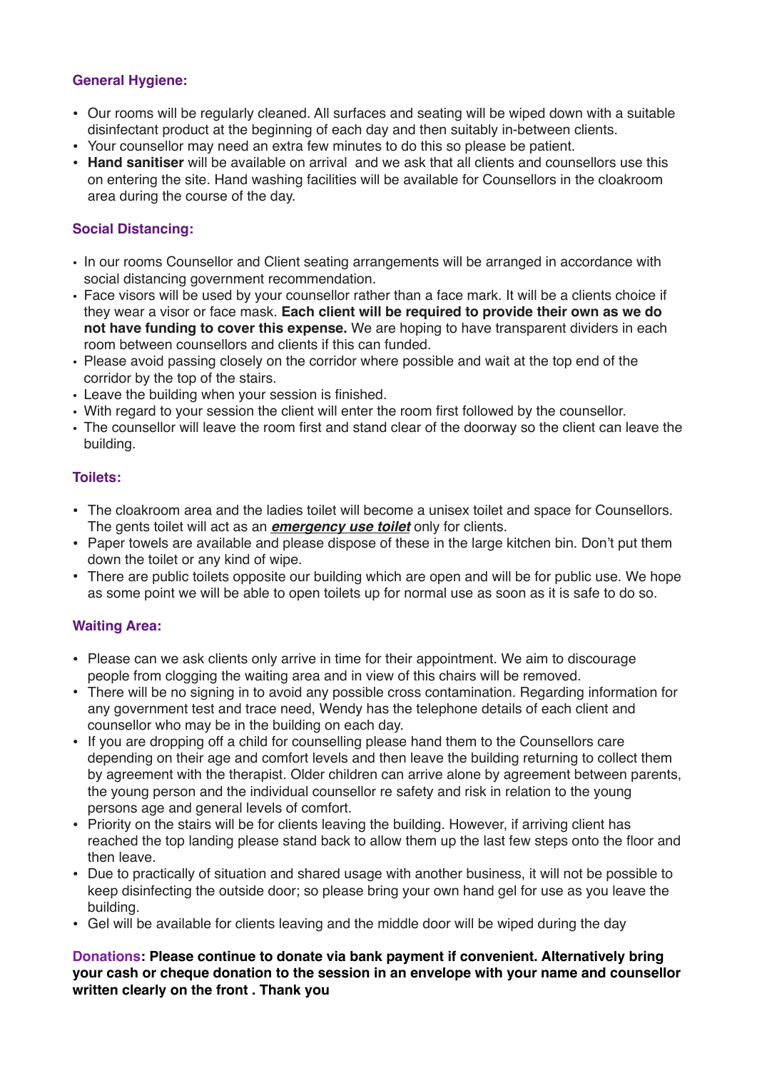### General Hygiene:

- Our rooms will be regularly cleaned. All surfaces and seating will be wiped down with a suitable disinfectant product at the beginning of each day and then suitably in-between clients.
- Your counsellor may need an extra few minutes to do this so please be patient.
- **Hand sanitiser** will be available on arrival and we ask that all clients and counsellors use this on entering the site. Hand washing facilities will be available for Counsellors in the cloakroom area during the course of the day.

### Social Distancing:

- In our rooms Counsellor and Client seating arrangements will be arranged in accordance with social distancing government recommendation.
- Face visors will be used by your counsellor rather than a face mark. It will be a clients choice if they wear a visor or face mask. **Each client will be required to provide their own as we do not have funding to cover this expense.** We are hoping to have transparent dividers in each room between counsellors and clients if this can funded.
- Please avoid passing closely on the corridor where possible and wait at the top end of the corridor by the top of the stairs.
- Leave the building when your session is finished.
- With regard to your session the client will enter the room first followed by the counsellor.
- The counsellor will leave the room first and stand clear of the doorway so the client can leave the building.

### Toilets:

- The cloakroom area and the ladies toilet will become a unisex toilet and space for Counsellors. The gents toilet will act as an ***emergency use toilet*** only for clients.
- Paper towels are available and please dispose of these in the large kitchen bin. Don't put them down the toilet or any kind of wipe.
- There are public toilets opposite our building which are open and will be for public use. We hope as some point we will be able to open toilets up for normal use as soon as it is safe to do so.

### Waiting Area:

- Please can we ask clients only arrive in time for their appointment. We aim to discourage people from clogging the waiting area and in view of this chairs will be removed.
- There will be no signing in to avoid any possible cross contamination. Regarding information for any government test and trace need, Wendy has the telephone details of each client and counsellor who may be in the building on each day.
- If you are dropping off a child for counselling please hand them to the Counsellors care depending on their age and comfort levels and then leave the building returning to collect them by agreement with the therapist. Older children can arrive alone by agreement between parents, the young person and the individual counsellor re safety and risk in relation to the young persons age and general levels of comfort.
- Priority on the stairs will be for clients leaving the building. However, if arriving client has reached the top landing please stand back to allow them up the last few steps onto the floor and then leave.
- Due to practically of situation and shared usage with another business, it will not be possible to keep disinfecting the outside door; so please bring your own hand gel for use as you leave the building.
- Gel will be available for clients leaving and the middle door will be wiped during the day

**Donations: Please continue to donate via bank payment if convenient. Alternatively bring your cash or cheque donation to the session in an envelope with your name and counsellor written clearly on the front . Thank you**